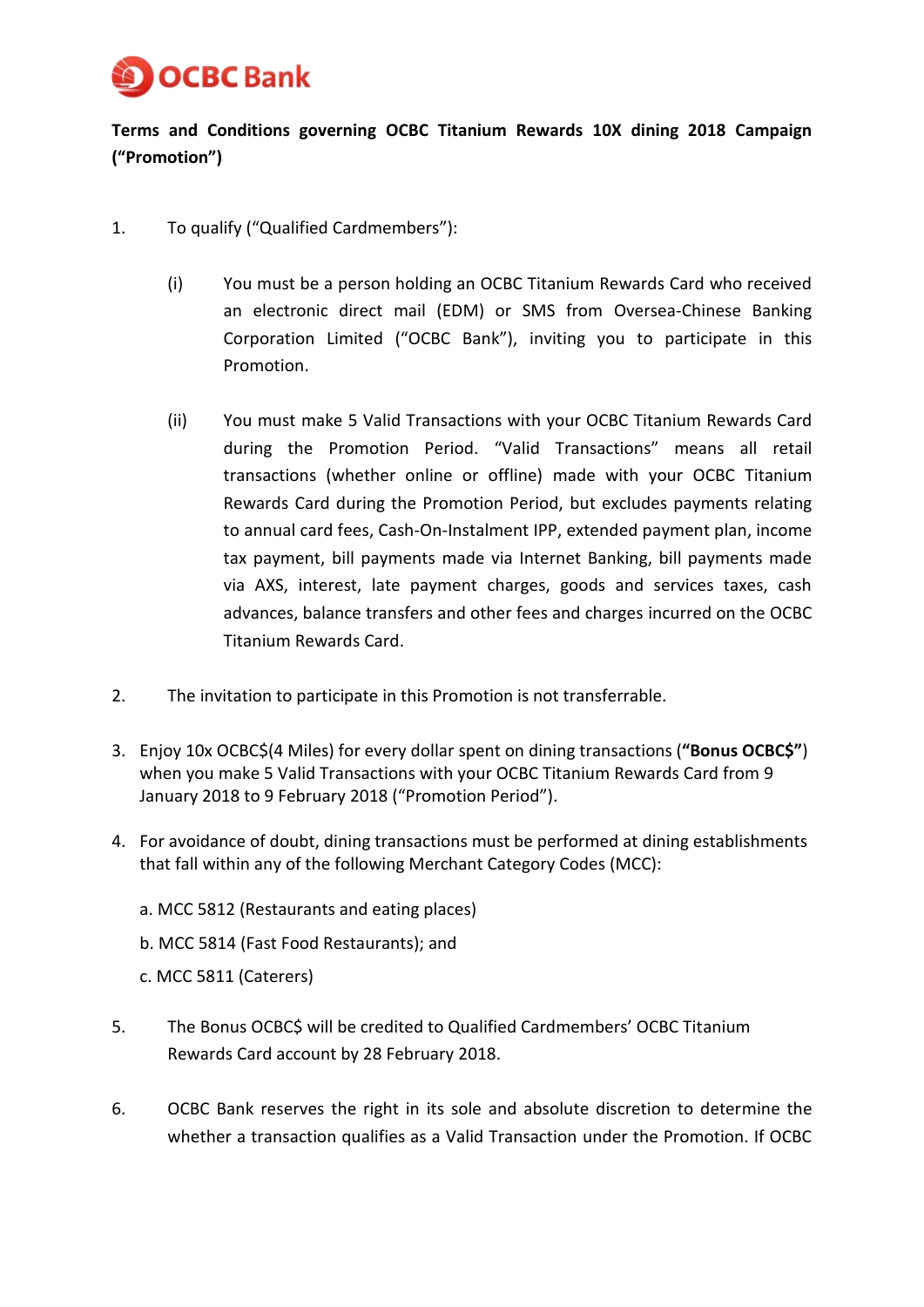OCBC Bank

**Terms and Conditions governing OCBC Titanium Rewards 10X dining 2018 Campaign ("Promotion")**

1. To qualify ("Qualified Cardmembers"):

   (i) You must be a person holding an OCBC Titanium Rewards Card who received an electronic direct mail (EDM) or SMS from Oversea-Chinese Banking Corporation Limited ("OCBC Bank"), inviting you to participate in this Promotion.

   (ii) You must make 5 Valid Transactions with your OCBC Titanium Rewards Card during the Promotion Period. "Valid Transactions" means all retail transactions (whether online or offline) made with your OCBC Titanium Rewards Card during the Promotion Period, but excludes payments relating to annual card fees, Cash-On-Instalment IPP, extended payment plan, income tax payment, bill payments made via Internet Banking, bill payments made via AXS, interest, late payment charges, goods and services taxes, cash advances, balance transfers and other fees and charges incurred on the OCBC Titanium Rewards Card.

2. The invitation to participate in this Promotion is not transferrable.

3. Enjoy 10x OCBC$(4 Miles) for every dollar spent on dining transactions (**"Bonus OCBC$"**) when you make 5 Valid Transactions with your OCBC Titanium Rewards Card from 9 January 2018 to 9 February 2018 ("Promotion Period").

4. For avoidance of doubt, dining transactions must be performed at dining establishments that fall within any of the following Merchant Category Codes (MCC):

   a. MCC 5812 (Restaurants and eating places)

   b. MCC 5814 (Fast Food Restaurants); and

   c. MCC 5811 (Caterers)

5. The Bonus OCBC$ will be credited to Qualified Cardmembers' OCBC Titanium Rewards Card account by 28 February 2018.

6. OCBC Bank reserves the right in its sole and absolute discretion to determine the whether a transaction qualifies as a Valid Transaction under the Promotion. If OCBC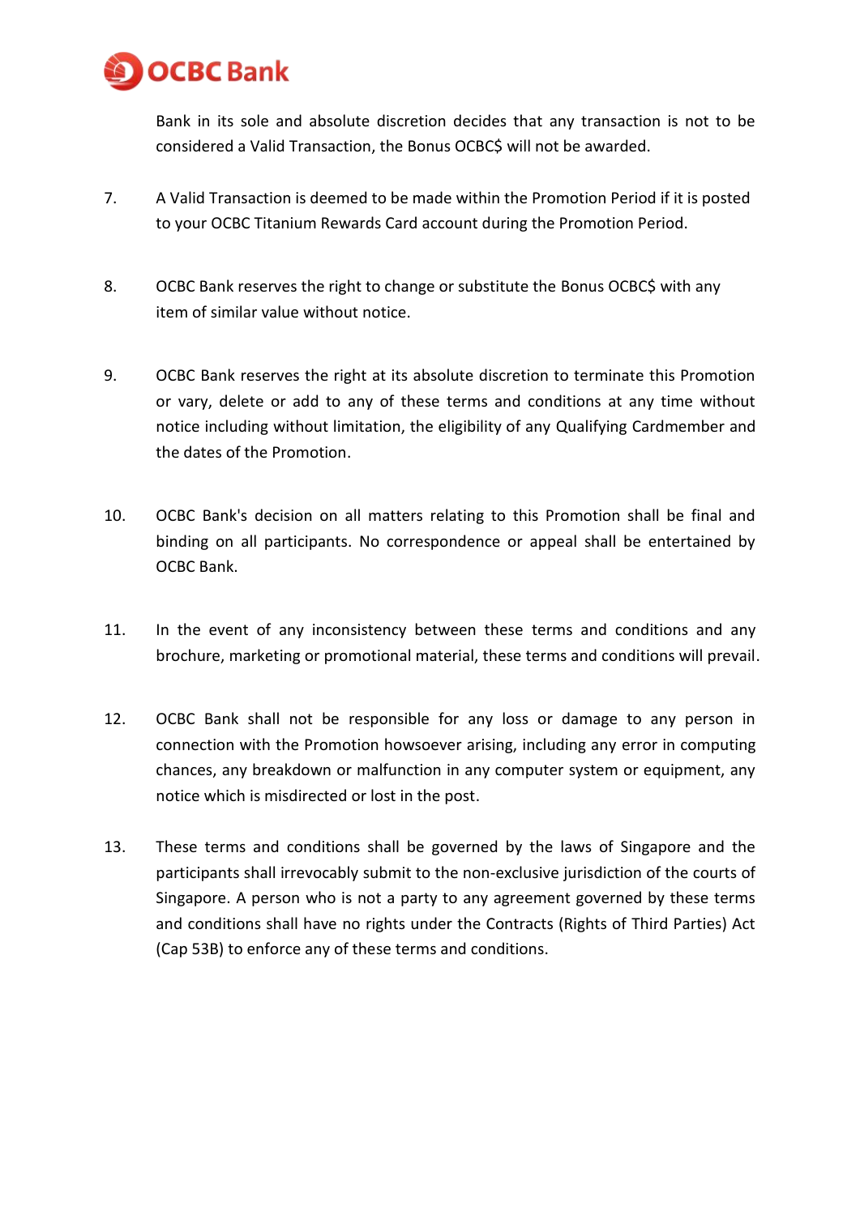Bank in its sole and absolute discretion decides that any transaction is not to be considered a Valid Transaction, the Bonus OCBC$ will not be awarded.

7. A Valid Transaction is deemed to be made within the Promotion Period if it is posted to your OCBC Titanium Rewards Card account during the Promotion Period.

8. OCBC Bank reserves the right to change or substitute the Bonus OCBC$ with any item of similar value without notice.

9. OCBC Bank reserves the right at its absolute discretion to terminate this Promotion or vary, delete or add to any of these terms and conditions at any time without notice including without limitation, the eligibility of any Qualifying Cardmember and the dates of the Promotion.

10. OCBC Bank's decision on all matters relating to this Promotion shall be final and binding on all participants. No correspondence or appeal shall be entertained by OCBC Bank.

11. In the event of any inconsistency between these terms and conditions and any brochure, marketing or promotional material, these terms and conditions will prevail.

12. OCBC Bank shall not be responsible for any loss or damage to any person in connection with the Promotion howsoever arising, including any error in computing chances, any breakdown or malfunction in any computer system or equipment, any notice which is misdirected or lost in the post.

13. These terms and conditions shall be governed by the laws of Singapore and the participants shall irrevocably submit to the non-exclusive jurisdiction of the courts of Singapore. A person who is not a party to any agreement governed by these terms and conditions shall have no rights under the Contracts (Rights of Third Parties) Act (Cap 53B) to enforce any of these terms and conditions.